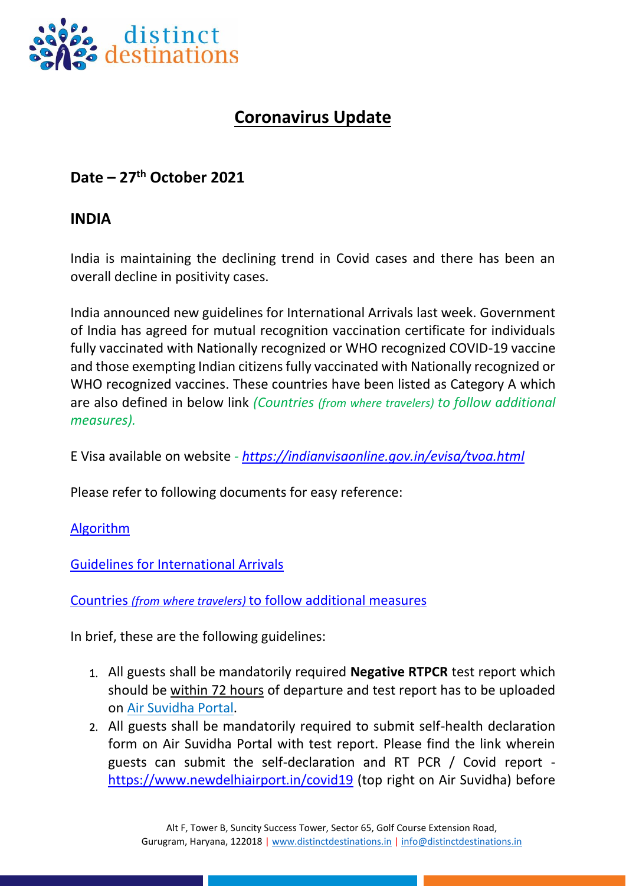# Coronavirus Update

## Date – 27th October 2021

## INDIA

India is maintaining the declining trend in Covid cases and there has been an overall decline in positivity cases.

India announced new guidelines for International Arrivals last week. Government of India has agreed for mutual recognition vaccination certificate for individuals fully vaccinated with Nationally recognized or WHO recognized COVID-19 vaccine and those exempting Indian citizens fully vaccinated with Nationally recognized or WHO recognized vaccines. These countries have been listed as Category A which are also defined in below link *(Countries (from where travelers) to follow additional measures).*

E Visa available on website - *https://indianvisaonline.gov.in/evisa/tvoa.html*

Please refer to following documents for easy reference:

Algorithm

Guidelines for International Arrivals

Countries *(from where travelers)* to follow additional measures

In brief, these are the following guidelines:

1. All guests shall be mandatorily required **Negative RTPCR** test report which should be within 72 hours of departure and test report has to be uploaded on Air Suvidha Portal.
2. All guests shall be mandatorily required to submit self-health declaration form on Air Suvidha Portal with test report. Please find the link wherein guests can submit the self-declaration and RT PCR / Covid report - https://www.newdelhiairport.in/covid19 (top right on Air Suvidha) before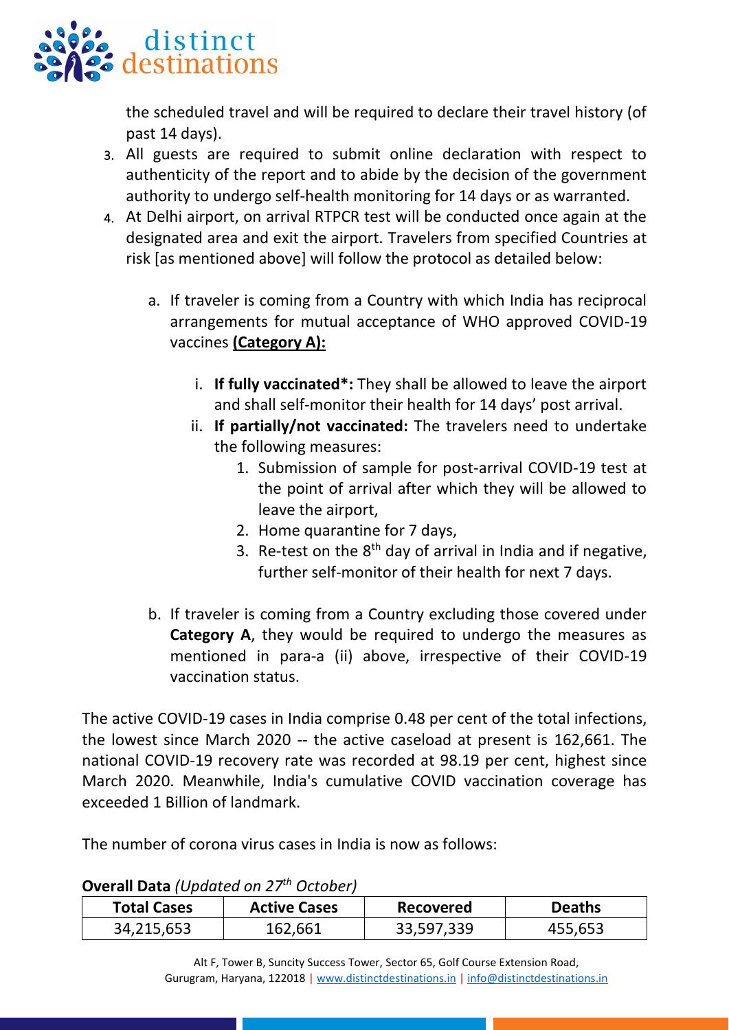the scheduled travel and will be required to declare their travel history (of past 14 days).

3. All guests are required to submit online declaration with respect to authenticity of the report and to abide by the decision of the government authority to undergo self-health monitoring for 14 days or as warranted.
4. At Delhi airport, on arrival RTPCR test will be conducted once again at the designated area and exit the airport. Travelers from specified Countries at risk [as mentioned above] will follow the protocol as detailed below:

    a. If traveler is coming from a Country with which India has reciprocal arrangements for mutual acceptance of WHO approved COVID-19 vaccines **Category A):**

    i. **If fully vaccinated*:** They shall be allowed to leave the airport and shall self-monitor their health for 14 days' post arrival.

    ii. **If partially/not vaccinated:** The travelers need to undertake the following measures:

    1. Submission of sample for post-arrival COVID-19 test at the point of arrival after which they will be allowed to leave the airport,
    2. Home quarantine for 7 days,
    3. Re-test on the 8th day of arrival in India and if negative, further self-monitor of their health for next 7 days.

    b. If traveler is coming from a Country excluding those covered under **Category A**, they would be required to undergo the measures as mentioned in para-a (ii) above, irrespective of their COVID-19 vaccination status.

The active COVID-19 cases in India comprise 0.48 per cent of the total infections, the lowest since March 2020 -- the active caseload at present is 162,661. The national COVID-19 recovery rate was recorded at 98.19 per cent, highest since March 2020. Meanwhile, India's cumulative COVID vaccination coverage has exceeded 1 Billion of landmark.

The number of corona virus cases in India is now as follows:

**Overall Data** *(Updated on 27th October)*

| Total Cases | Active Cases | Recovered | Deaths |
|---|---|---|---|
| 34,215,653 | 162,661 | 33,597,339 | 455,653 |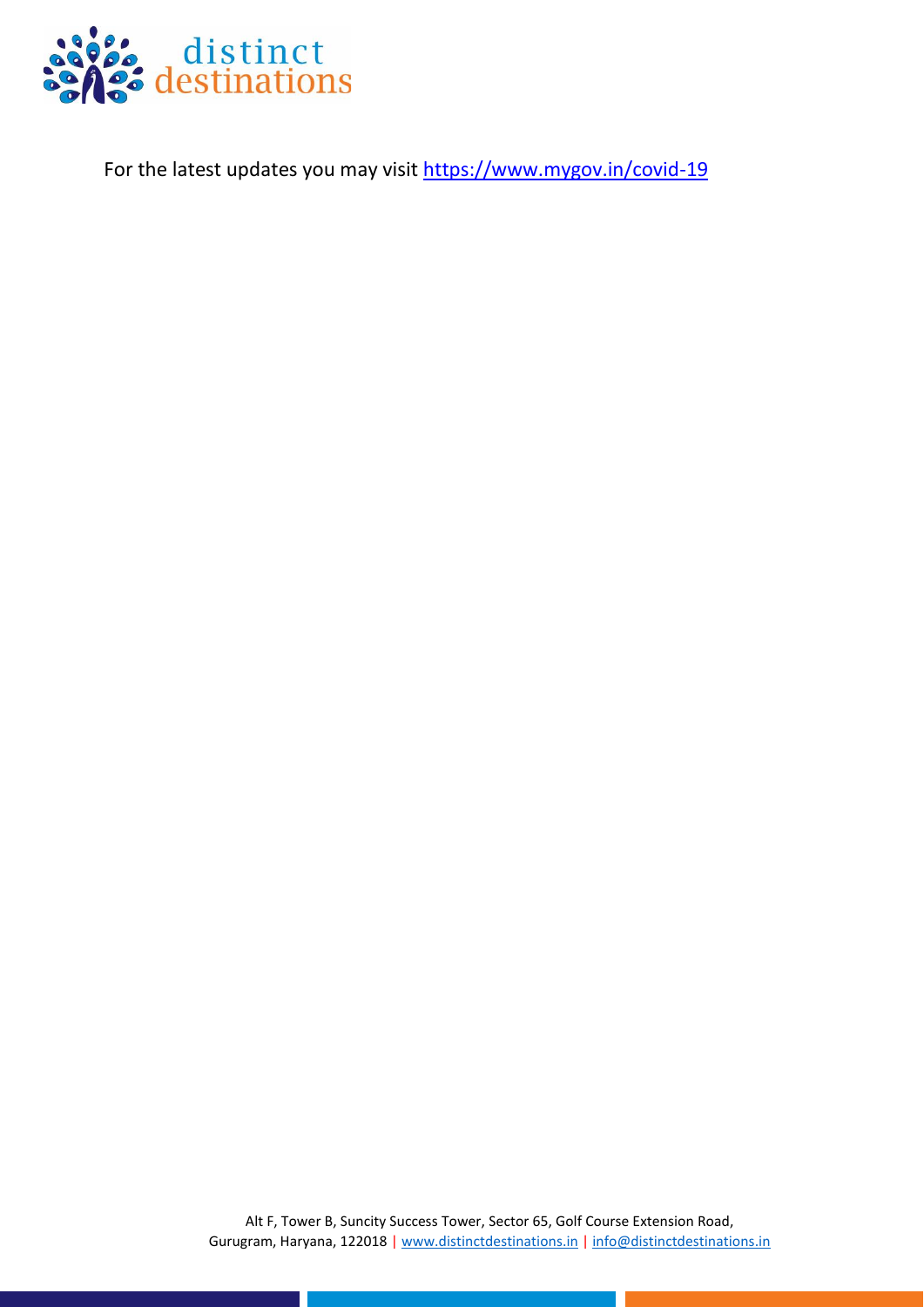For the latest updates you may visit https://www.mygov.in/covid-19